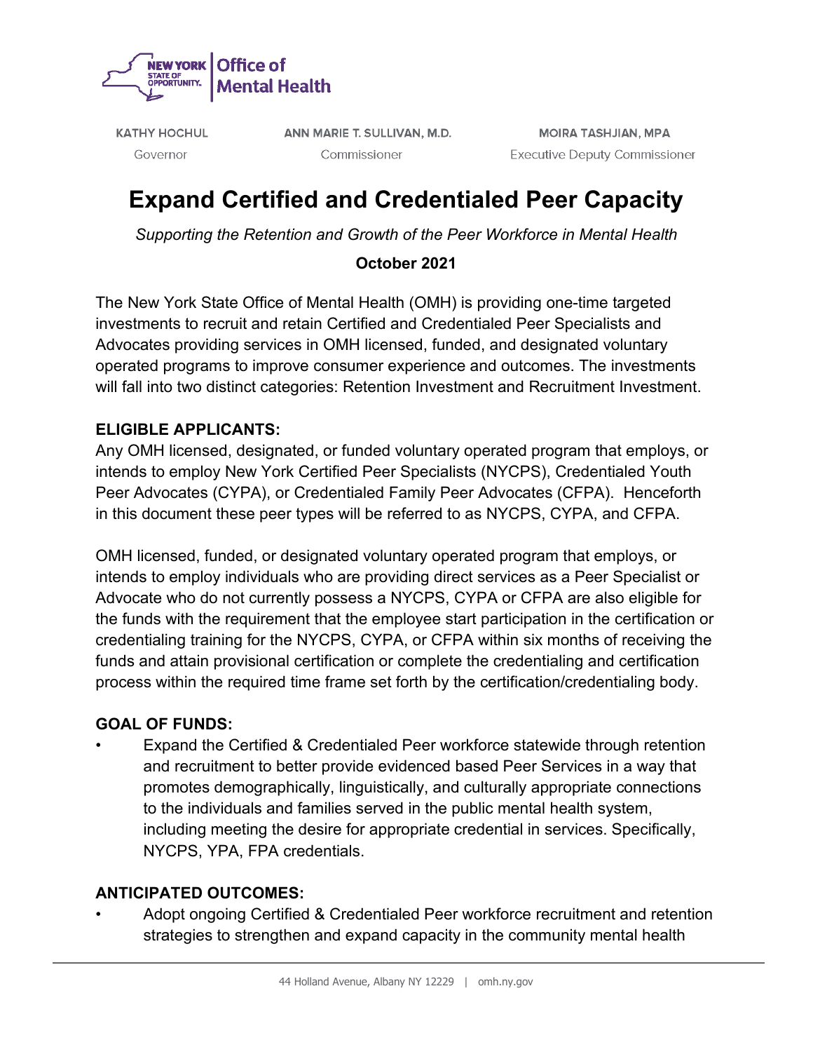NEW YORK STATE OF OPPORTUNITY. | Office of Mental Health

KATHY HOCHUL
Governor

ANN MARIE T. SULLIVAN, M.D.
Commissioner

MOIRA TASHJIAN, MPA
Executive Deputy Commissioner

# Expand Certified and Credentialed Peer Capacity

*Supporting the Retention and Growth of the Peer Workforce in Mental Health*

**October 2021**

The New York State Office of Mental Health (OMH) is providing one-time targeted investments to recruit and retain Certified and Credentialed Peer Specialists and Advocates providing services in OMH licensed, funded, and designated voluntary operated programs to improve consumer experience and outcomes. The investments will fall into two distinct categories: Retention Investment and Recruitment Investment.

**ELIGIBLE APPLICANTS:**
Any OMH licensed, designated, or funded voluntary operated program that employs, or intends to employ New York Certified Peer Specialists (NYCPS), Credentialed Youth Peer Advocates (CYPA), or Credentialed Family Peer Advocates (CFPA). Henceforth in this document these peer types will be referred to as NYCPS, CYPA, and CFPA.

OMH licensed, funded, or designated voluntary operated program that employs, or intends to employ individuals who are providing direct services as a Peer Specialist or Advocate who do not currently possess a NYCPS, CYPA or CFPA are also eligible for the funds with the requirement that the employee start participation in the certification or credentialing training for the NYCPS, CYPA, or CFPA within six months of receiving the funds and attain provisional certification or complete the credentialing and certification process within the required time frame set forth by the certification/credentialing body.

**GOAL OF FUNDS:**

- Expand the Certified & Credentialed Peer workforce statewide through retention and recruitment to better provide evidenced based Peer Services in a way that promotes demographically, linguistically, and culturally appropriate connections to the individuals and families served in the public mental health system, including meeting the desire for appropriate credential in services. Specifically, NYCPS, YPA, FPA credentials.

**ANTICIPATED OUTCOMES:**

- Adopt ongoing Certified & Credentialed Peer workforce recruitment and retention strategies to strengthen and expand capacity in the community mental health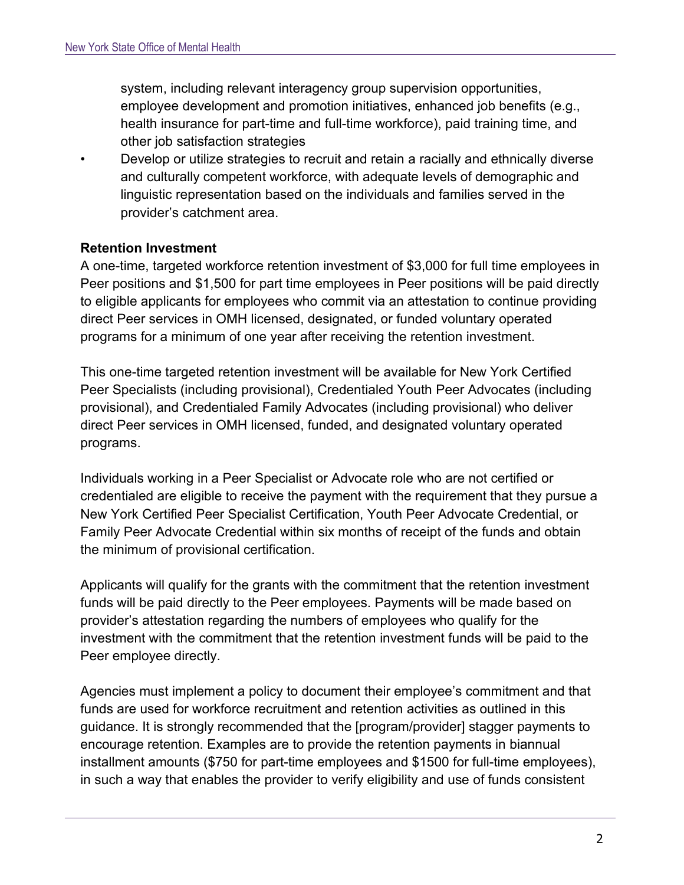system, including relevant interagency group supervision opportunities, employee development and promotion initiatives, enhanced job benefits (e.g., health insurance for part-time and full-time workforce), paid training time, and other job satisfaction strategies

- Develop or utilize strategies to recruit and retain a racially and ethnically diverse and culturally competent workforce, with adequate levels of demographic and linguistic representation based on the individuals and families served in the provider's catchment area.

**Retention Investment**

A one-time, targeted workforce retention investment of $3,000 for full time employees in Peer positions and $1,500 for part time employees in Peer positions will be paid directly to eligible applicants for employees who commit via an attestation to continue providing direct Peer services in OMH licensed, designated, or funded voluntary operated programs for a minimum of one year after receiving the retention investment.

This one-time targeted retention investment will be available for New York Certified Peer Specialists (including provisional), Credentialed Youth Peer Advocates (including provisional), and Credentialed Family Advocates (including provisional) who deliver direct Peer services in OMH licensed, funded, and designated voluntary operated programs.

Individuals working in a Peer Specialist or Advocate role who are not certified or credentialed are eligible to receive the payment with the requirement that they pursue a New York Certified Peer Specialist Certification, Youth Peer Advocate Credential, or Family Peer Advocate Credential within six months of receipt of the funds and obtain the minimum of provisional certification.

Applicants will qualify for the grants with the commitment that the retention investment funds will be paid directly to the Peer employees. Payments will be made based on provider's attestation regarding the numbers of employees who qualify for the investment with the commitment that the retention investment funds will be paid to the Peer employee directly.

Agencies must implement a policy to document their employee's commitment and that funds are used for workforce recruitment and retention activities as outlined in this guidance. It is strongly recommended that the [program/provider] stagger payments to encourage retention. Examples are to provide the retention payments in biannual installment amounts ($750 for part-time employees and $1500 for full-time employees), in such a way that enables the provider to verify eligibility and use of funds consistent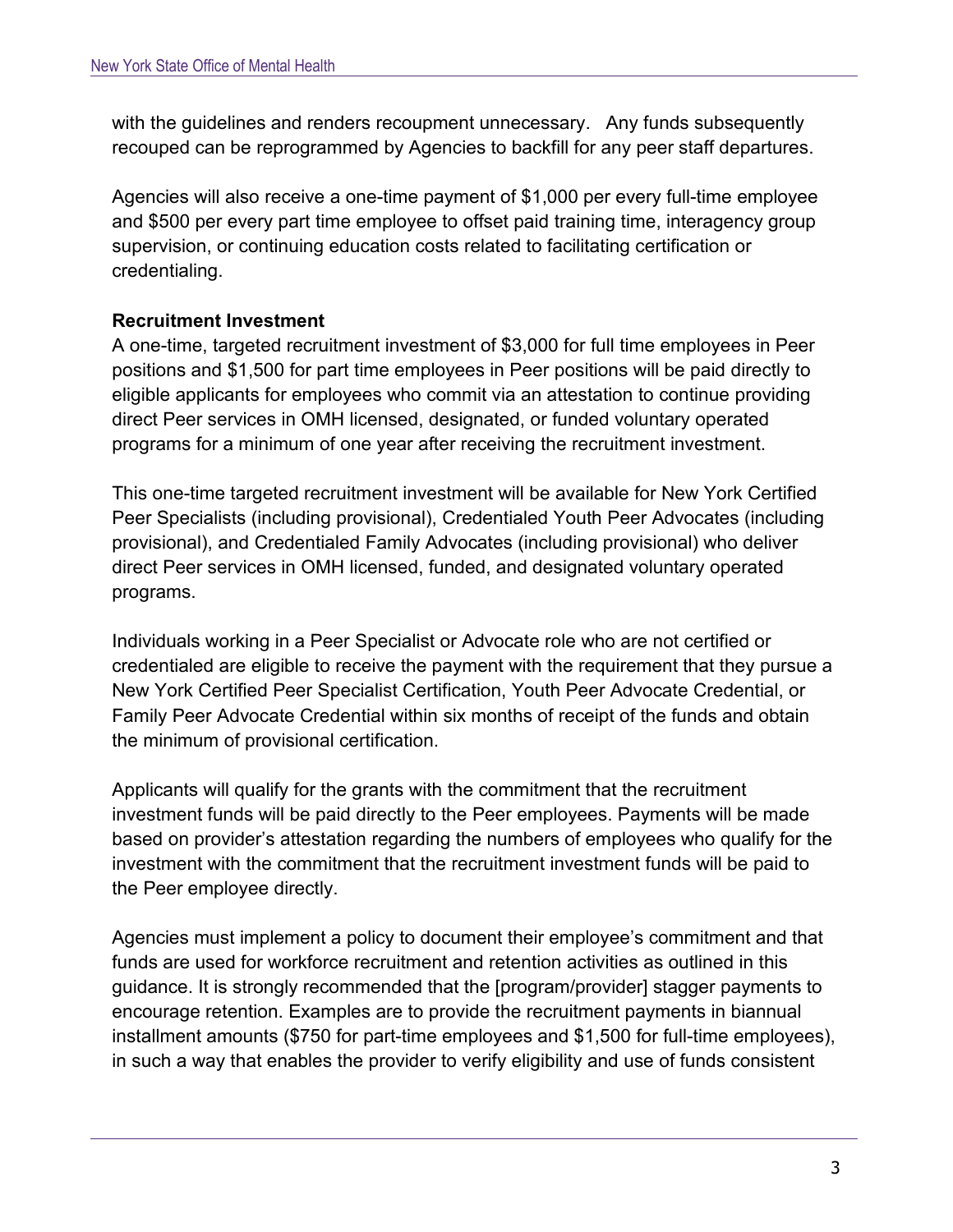with the guidelines and renders recoupment unnecessary. Any funds subsequently recouped can be reprogrammed by Agencies to backfill for any peer staff departures.

Agencies will also receive a one-time payment of $1,000 per every full-time employee and $500 per every part time employee to offset paid training time, interagency group supervision, or continuing education costs related to facilitating certification or credentialing.

**Recruitment Investment**

A one-time, targeted recruitment investment of $3,000 for full time employees in Peer positions and $1,500 for part time employees in Peer positions will be paid directly to eligible applicants for employees who commit via an attestation to continue providing direct Peer services in OMH licensed, designated, or funded voluntary operated programs for a minimum of one year after receiving the recruitment investment.

This one-time targeted recruitment investment will be available for New York Certified Peer Specialists (including provisional), Credentialed Youth Peer Advocates (including provisional), and Credentialed Family Advocates (including provisional) who deliver direct Peer services in OMH licensed, funded, and designated voluntary operated programs.

Individuals working in a Peer Specialist or Advocate role who are not certified or credentialed are eligible to receive the payment with the requirement that they pursue a New York Certified Peer Specialist Certification, Youth Peer Advocate Credential, or Family Peer Advocate Credential within six months of receipt of the funds and obtain the minimum of provisional certification.

Applicants will qualify for the grants with the commitment that the recruitment investment funds will be paid directly to the Peer employees. Payments will be made based on provider's attestation regarding the numbers of employees who qualify for the investment with the commitment that the recruitment investment funds will be paid to the Peer employee directly.

Agencies must implement a policy to document their employee's commitment and that funds are used for workforce recruitment and retention activities as outlined in this guidance. It is strongly recommended that the [program/provider] stagger payments to encourage retention. Examples are to provide the recruitment payments in biannual installment amounts ($750 for part-time employees and $1,500 for full-time employees), in such a way that enables the provider to verify eligibility and use of funds consistent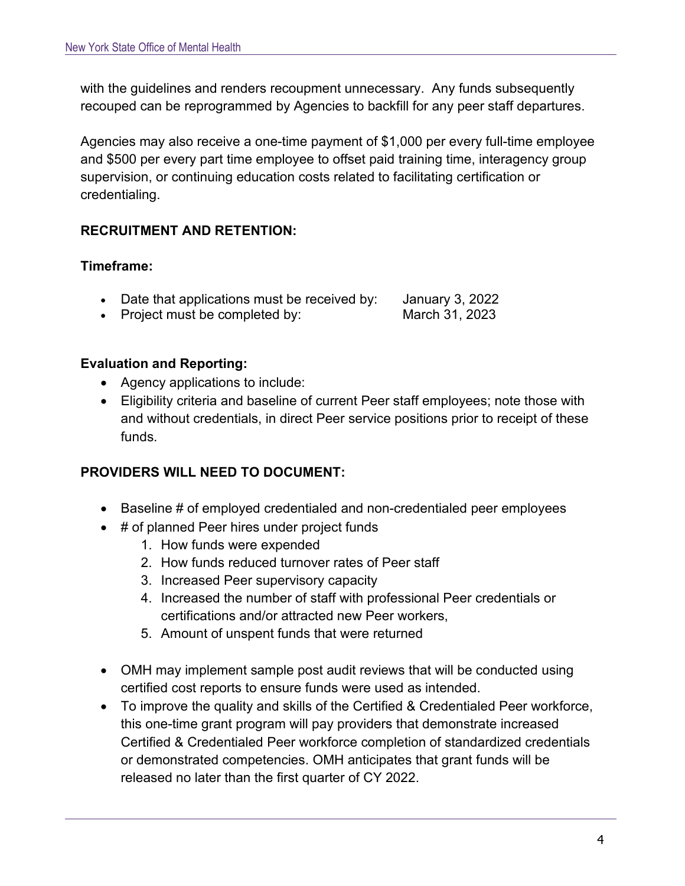with the guidelines and renders recoupment unnecessary. Any funds subsequently recouped can be reprogrammed by Agencies to backfill for any peer staff departures.

Agencies may also receive a one-time payment of $1,000 per every full-time employee and $500 per every part time employee to offset paid training time, interagency group supervision, or continuing education costs related to facilitating certification or credentialing.

**RECRUITMENT AND RETENTION:**

**Timeframe:**

- Date that applications must be received by: January 3, 2022
- Project must be completed by: March 31, 2023

**Evaluation and Reporting:**

- Agency applications to include:
- Eligibility criteria and baseline of current Peer staff employees; note those with and without credentials, in direct Peer service positions prior to receipt of these funds.

**PROVIDERS WILL NEED TO DOCUMENT:**

- Baseline # of employed credentialed and non-credentialed peer employees
- # of planned Peer hires under project funds
  1. How funds were expended
  2. How funds reduced turnover rates of Peer staff
  3. Increased Peer supervisory capacity
  4. Increased the number of staff with professional Peer credentials or certifications and/or attracted new Peer workers,
  5. Amount of unspent funds that were returned

- OMH may implement sample post audit reviews that will be conducted using certified cost reports to ensure funds were used as intended.
- To improve the quality and skills of the Certified & Credentialed Peer workforce, this one-time grant program will pay providers that demonstrate increased Certified & Credentialed Peer workforce completion of standardized credentials or demonstrated competencies. OMH anticipates that grant funds will be released no later than the first quarter of CY 2022.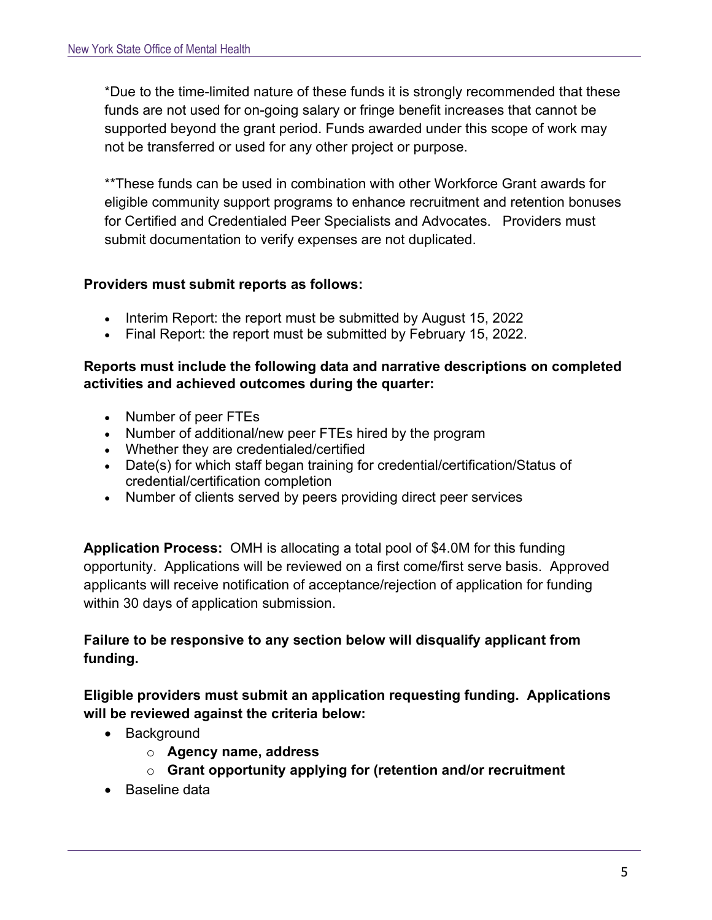*Due to the time-limited nature of these funds it is strongly recommended that these funds are not used for on-going salary or fringe benefit increases that cannot be supported beyond the grant period. Funds awarded under this scope of work may not be transferred or used for any other project or purpose.

**These funds can be used in combination with other Workforce Grant awards for eligible community support programs to enhance recruitment and retention bonuses for Certified and Credentialed Peer Specialists and Advocates. Providers must submit documentation to verify expenses are not duplicated.

**Providers must submit reports as follows:**

- Interim Report: the report must be submitted by August 15, 2022
- Final Report: the report must be submitted by February 15, 2022.

**Reports must include the following data and narrative descriptions on completed activities and achieved outcomes during the quarter:**

- Number of peer FTEs
- Number of additional/new peer FTEs hired by the program
- Whether they are credentialed/certified
- Date(s) for which staff began training for credential/certification/Status of credential/certification completion
- Number of clients served by peers providing direct peer services

**Application Process:** OMH is allocating a total pool of $4.0M for this funding opportunity. Applications will be reviewed on a first come/first serve basis. Approved applicants will receive notification of acceptance/rejection of application for funding within 30 days of application submission.

**Failure to be responsive to any section below will disqualify applicant from funding.**

**Eligible providers must submit an application requesting funding. Applications will be reviewed against the criteria below:**

- Background
  - **Agency name, address**
  - **Grant opportunity applying for (retention and/or recruitment**
- Baseline data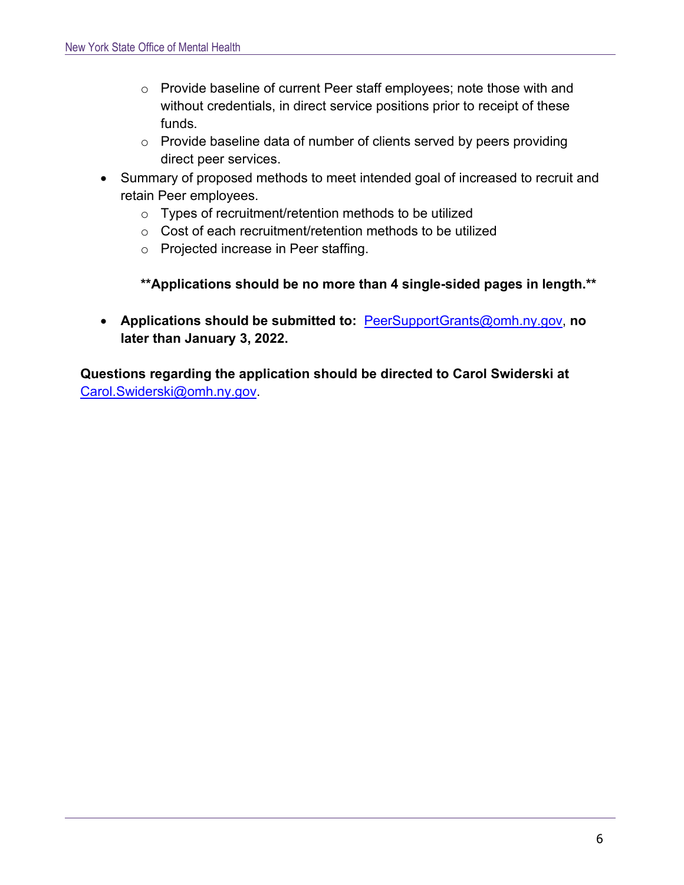- Provide baseline of current Peer staff employees; note those with and without credentials, in direct service positions prior to receipt of these funds.
    - Provide baseline data of number of clients served by peers providing direct peer services.
- Summary of proposed methods to meet intended goal of increased to recruit and retain Peer employees.
    - Types of recruitment/retention methods to be utilized
    - Cost of each recruitment/retention methods to be utilized
    - Projected increase in Peer staffing.

**\*\*Applications should be no more than 4 single-sided pages in length.\*\***

- **Applications should be submitted to:** PeerSupportGrants@omh.ny.gov, **no later than January 3, 2022.**

**Questions regarding the application should be directed to Carol Swiderski at** Carol.Swiderski@omh.ny.gov.